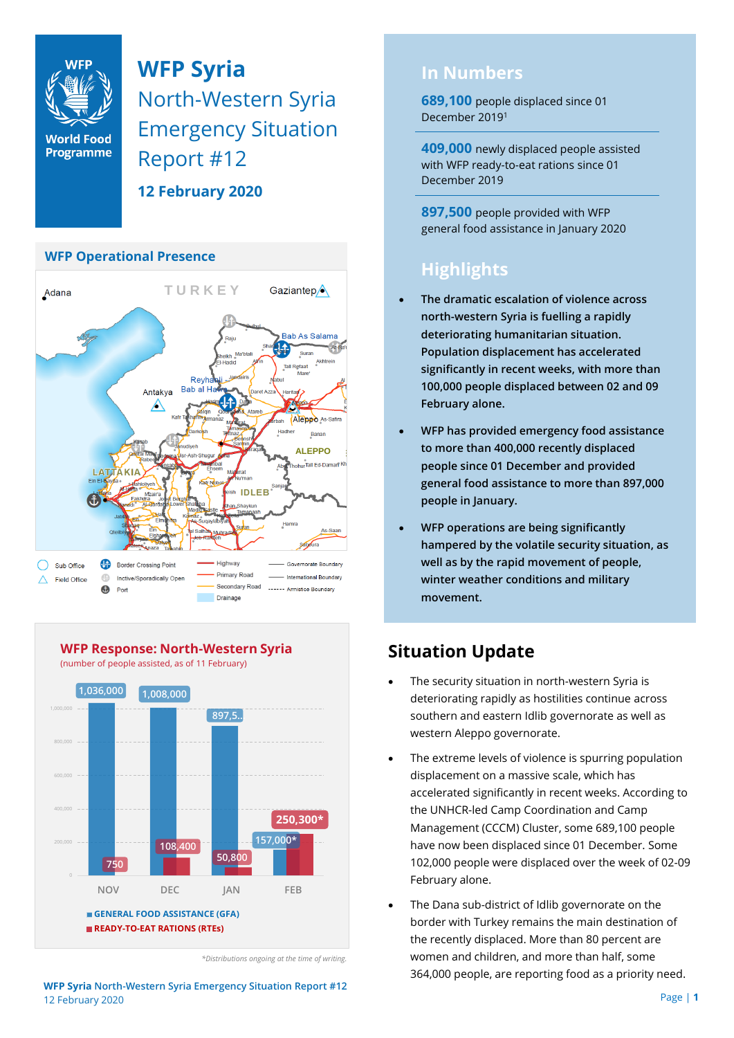# WFP Syria

## North-Western Syria Emergency Situation Report #12

**12 February 2020**

## In Numbers

**689,100** people displaced since 01 December 2019[1]

**409,000** newly displaced people assisted with WFP ready-to-eat rations since 01 December 2019

**897,500** people provided with WFP general food assistance in January 2020

## Highlights

- **The dramatic escalation of violence across north-western Syria is fuelling a rapidly deteriorating humanitarian situation. Population displacement has accelerated significantly in recent weeks, with more than 100,000 people displaced between 02 and 09 February alone.**
- **WFP has provided emergency food assistance to more than 400,000 recently displaced people since 01 December and provided general food assistance to more than 897,000 people in January.**
- **WFP operations are being significantly hampered by the volatile security situation, as well as by the rapid movement of people, winter weather conditions and military movement.**

## WFP Operational Presence

## WFP Response: North-Western Syria

(number of people assisted, as of 11 February)

| Month | General Food Assistance (GFA) | Ready-to-Eat Rations (RTEs) |
|---|---|---|
| NOV | 1,036,000 | 750 |
| DEC | 1,008,000 | 108,400 |
| JAN | 897,5.. | 50,800 |
| FEB | 157,000* | 250,300* |

*Distributions ongoing at the time of writing.

## Situation Update

- The security situation in north-western Syria is deteriorating rapidly as hostilities continue across southern and eastern Idlib governorate as well as western Aleppo governorate.
- The extreme levels of violence is spurring population displacement on a massive scale, which has accelerated significantly in recent weeks. According to the UNHCR-led Camp Coordination and Camp Management (CCCM) Cluster, some 689,100 people have now been displaced since 01 December. Some 102,000 people were displaced over the week of 02-09 February alone.
- The Dana sub-district of Idlib governorate on the border with Turkey remains the main destination of the recently displaced. More than 80 percent are women and children, and more than half, some 364,000 people, are reporting food as a priority need.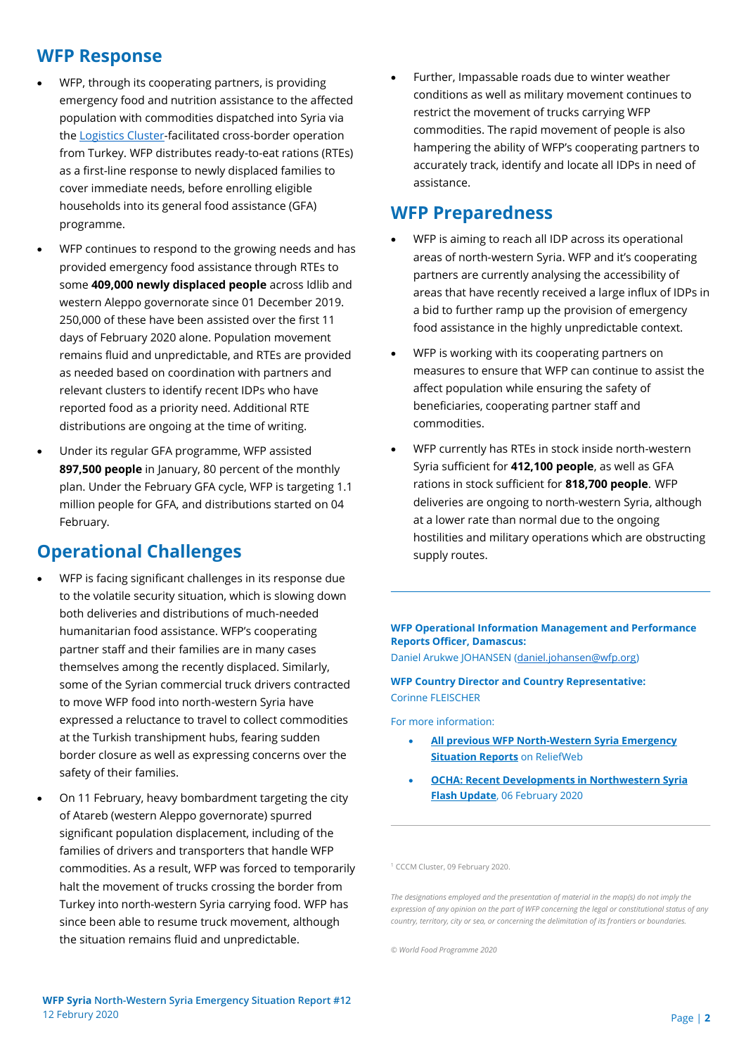## WFP Response

- WFP, through its cooperating partners, is providing emergency food and nutrition assistance to the affected population with commodities dispatched into Syria via the Logistics Cluster-facilitated cross-border operation from Turkey. WFP distributes ready-to-eat rations (RTEs) as a first-line response to newly displaced families to cover immediate needs, before enrolling eligible households into its general food assistance (GFA) programme.
- WFP continues to respond to the growing needs and has provided emergency food assistance through RTEs to some **409,000 newly displaced people** across Idlib and western Aleppo governorate since 01 December 2019. 250,000 of these have been assisted over the first 11 days of February 2020 alone. Population movement remains fluid and unpredictable, and RTEs are provided as needed based on coordination with partners and relevant clusters to identify recent IDPs who have reported food as a priority need. Additional RTE distributions are ongoing at the time of writing.
- Under its regular GFA programme, WFP assisted **897,500 people** in January, 80 percent of the monthly plan. Under the February GFA cycle, WFP is targeting 1.1 million people for GFA, and distributions started on 04 February.

## Operational Challenges

- WFP is facing significant challenges in its response due to the volatile security situation, which is slowing down both deliveries and distributions of much-needed humanitarian food assistance. WFP's cooperating partner staff and their families are in many cases themselves among the recently displaced. Similarly, some of the Syrian commercial truck drivers contracted to move WFP food into north-western Syria have expressed a reluctance to travel to collect commodities at the Turkish transhipment hubs, fearing sudden border closure as well as expressing concerns over the safety of their families.
- On 11 February, heavy bombardment targeting the city of Atareb (western Aleppo governorate) spurred significant population displacement, including of the families of drivers and transporters that handle WFP commodities. As a result, WFP was forced to temporarily halt the movement of trucks crossing the border from Turkey into north-western Syria carrying food. WFP has since been able to resume truck movement, although the situation remains fluid and unpredictable.
- Further, Impassable roads due to winter weather conditions as well as military movement continues to restrict the movement of trucks carrying WFP commodities. The rapid movement of people is also hampering the ability of WFP's cooperating partners to accurately track, identify and locate all IDPs in need of assistance.

## WFP Preparedness

- WFP is aiming to reach all IDP across its operational areas of north-western Syria. WFP and it's cooperating partners are currently analysing the accessibility of areas that have recently received a large influx of IDPs in a bid to further ramp up the provision of emergency food assistance in the highly unpredictable context.
- WFP is working with its cooperating partners on measures to ensure that WFP can continue to assist the affect population while ensuring the safety of beneficiaries, cooperating partner staff and commodities.
- WFP currently has RTEs in stock inside north-western Syria sufficient for **412,100 people**, as well as GFA rations in stock sufficient for **818,700 people**. WFP deliveries are ongoing to north-western Syria, although at a lower rate than normal due to the ongoing hostilities and military operations which are obstructing supply routes.

---

**WFP Operational Information Management and Performance Reports Officer, Damascus:**
Daniel Arukwe JOHANSEN (daniel.johansen@wfp.org)

**WFP Country Director and Country Representative:**
Corinne FLEISCHER

For more information:

- **All previous WFP North-Western Syria Emergency Situation Reports** on ReliefWeb
- **OCHA: Recent Developments in Northwestern Syria Flash Update**, 06 February 2020

---

[1] CCCM Cluster, 09 February 2020.

*The designations employed and the presentation of material in the map(s) do not imply the expression of any opinion on the part of WFP concerning the legal or constitutional status of any country, territory, city or sea, or concerning the delimitation of its frontiers or boundaries.*

*© World Food Programme 2020*